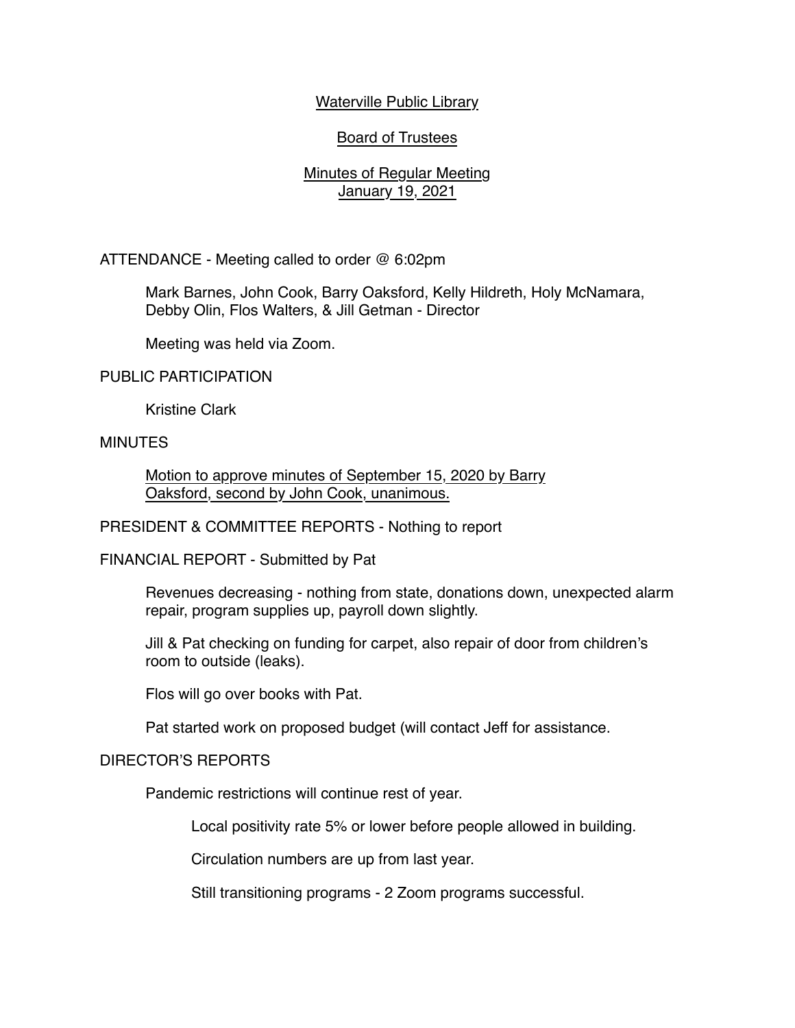Waterville Public Library

Board of Trustees

Minutes of Regular Meeting
January 19, 2021

ATTENDANCE - Meeting called to order @ 6:02pm

Mark Barnes, John Cook, Barry Oaksford, Kelly Hildreth, Holy McNamara, Debby Olin, Flos Walters, & Jill Getman - Director

Meeting was held via Zoom.

PUBLIC PARTICIPATION

Kristine Clark

MINUTES

Motion to approve minutes of September 15, 2020 by Barry Oaksford, second by John Cook, unanimous.

PRESIDENT & COMMITTEE REPORTS - Nothing to report

FINANCIAL REPORT - Submitted by Pat

Revenues decreasing - nothing from state, donations down, unexpected alarm repair, program supplies up, payroll down slightly.

Jill & Pat checking on funding for carpet, also repair of door from children's room to outside (leaks).

Flos will go over books with Pat.

Pat started work on proposed budget (will contact Jeff for assistance.

DIRECTOR'S REPORTS

Pandemic restrictions will continue rest of year.

Local positivity rate 5% or lower before people allowed in building.

Circulation numbers are up from last year.

Still transitioning programs - 2 Zoom programs successful.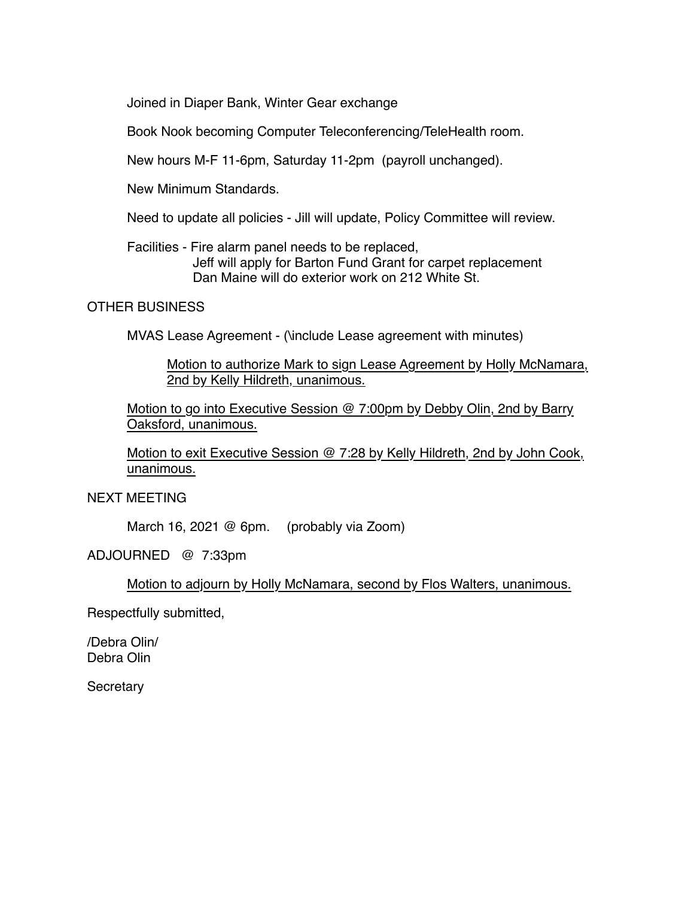Joined in Diaper Bank, Winter Gear exchange

Book Nook becoming Computer Teleconferencing/TeleHealth room.

New hours M-F 11-6pm, Saturday 11-2pm (payroll unchanged).

New Minimum Standards.

Need to update all policies - Jill will update, Policy Committee will review.

Facilities - Fire alarm panel needs to be replaced,
Jeff will apply for Barton Fund Grant for carpet replacement
Dan Maine will do exterior work on 212 White St.

OTHER BUSINESS

MVAS Lease Agreement - (\include Lease agreement with minutes)

<u>Motion to authorize Mark to sign Lease Agreement by Holly McNamara, 2nd by Kelly Hildreth, unanimous.</u>

<u>Motion to go into Executive Session @ 7:00pm by Debby Olin, 2nd by Barry Oaksford, unanimous.</u>

<u>Motion to exit Executive Session @ 7:28 by Kelly Hildreth, 2nd by John Cook, unanimous.</u>

NEXT MEETING

March 16, 2021 @ 6pm. (probably via Zoom)

ADJOURNED @ 7:33pm

<u>Motion to adjourn by Holly McNamara, second by Flos Walters, unanimous.</u>

Respectfully submitted,

/Debra Olin/
Debra Olin

Secretary